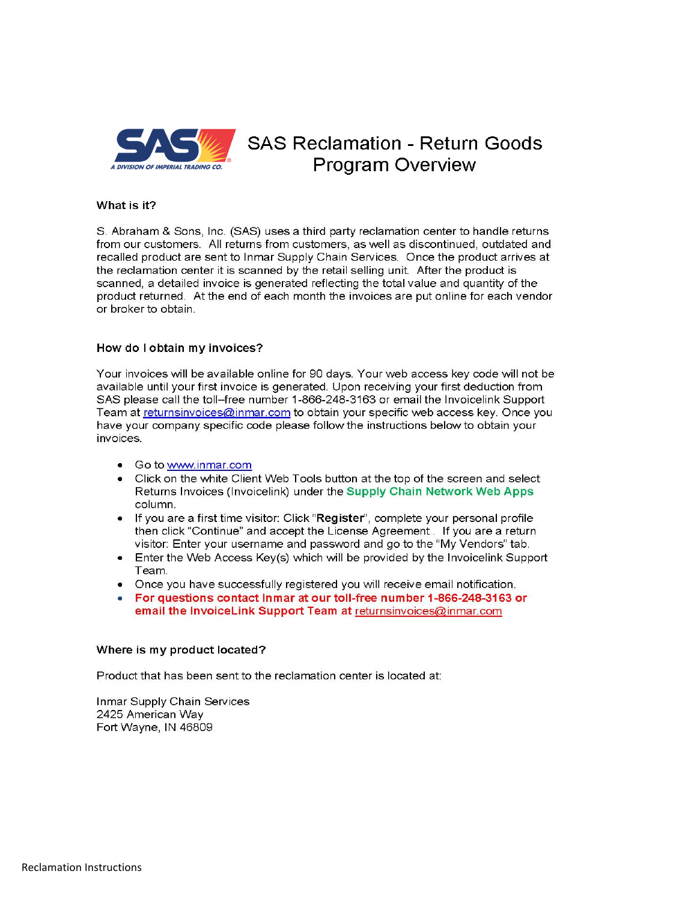# SAS Reclamation - Return Goods Program Overview

### What is it?

S. Abraham & Sons, Inc. (SAS) uses a third party reclamation center to handle returns from our customers. All returns from customers, as well as discontinued, outdated and recalled product are sent to Inmar Supply Chain Services. Once the product arrives at the reclamation center it is scanned by the retail selling unit. After the product is scanned, a detailed invoice is generated reflecting the total value and quantity of the product returned. At the end of each month the invoices are put online for each vendor or broker to obtain.

### How do I obtain my invoices?

Your invoices will be available online for 90 days. Your web access key code will not be available until your first invoice is generated. Upon receiving your first deduction from SAS please call the toll–free number 1-866-248-3163 or email the Invoicelink Support Team at returnsinvoices@inmar.com to obtain your specific web access key. Once you have your company specific code please follow the instructions below to obtain your invoices.

- Go to www.inmar.com
- Click on the white Client Web Tools button at the top of the screen and select Returns Invoices (Invoicelink) under the **Supply Chain Network Web Apps** column.
- If you are a first time visitor: Click "**Register**", complete your personal profile then click "Continue" and accept the License Agreement . If you are a return visitor: Enter your username and password and go to the "My Vendors" tab.
- Enter the Web Access Key(s) which will be provided by the Invoicelink Support Team.
- Once you have successfully registered you will receive email notification.
- **For questions contact Inmar at our toll-free number 1-866-248-3163 or email the InvoiceLink Support Team at** returnsinvoices@inmar.com

### Where is my product located?

Product that has been sent to the reclamation center is located at:

Inmar Supply Chain Services
2425 American Way
Fort Wayne, IN 46809

Reclamation Instructions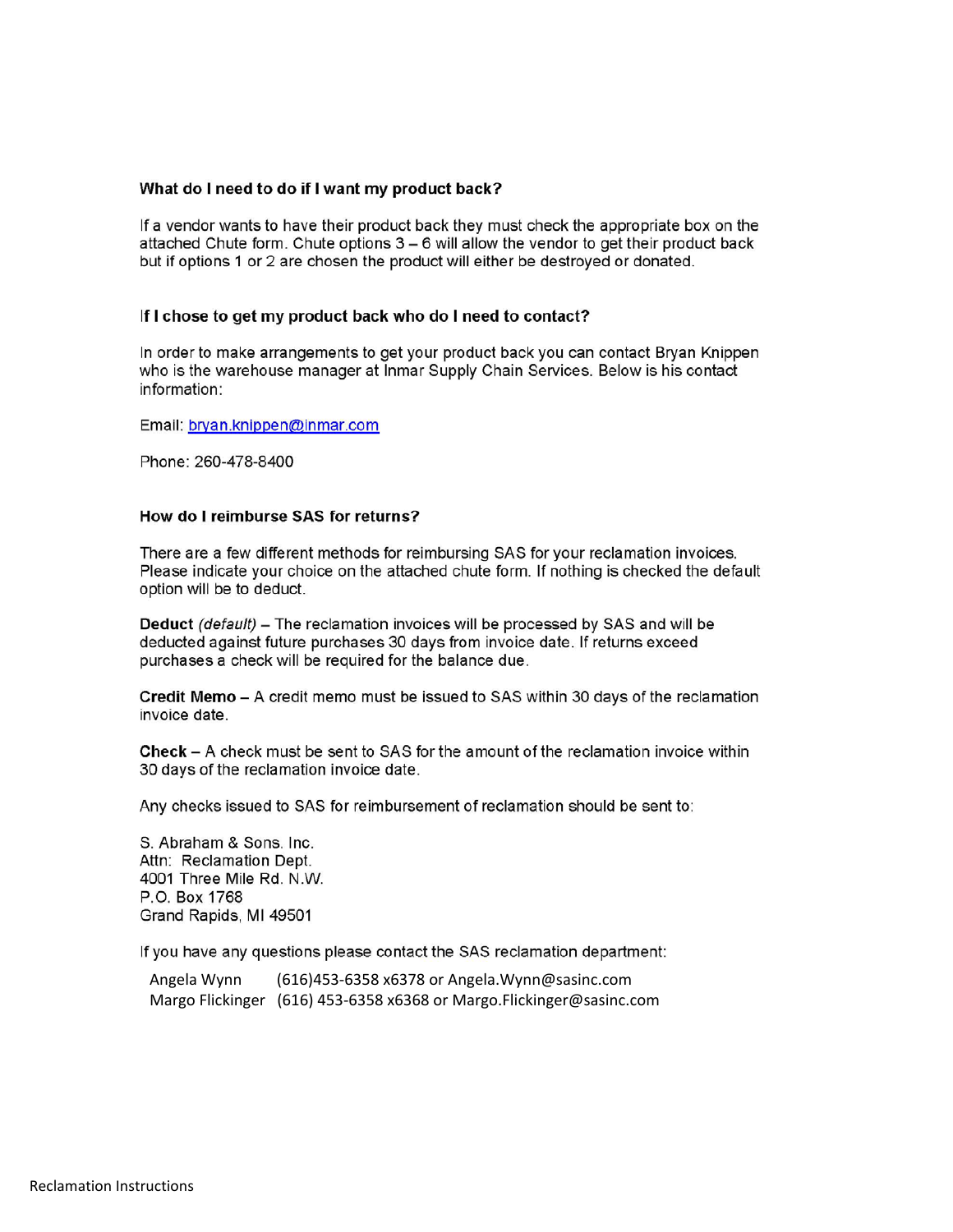### What do I need to do if I want my product back?

If a vendor wants to have their product back they must check the appropriate box on the attached Chute form. Chute options 3 – 6 will allow the vendor to get their product back but if options 1 or 2 are chosen the product will either be destroyed or donated.

### If I chose to get my product back who do I need to contact?

In order to make arrangements to get your product back you can contact Bryan Knippen who is the warehouse manager at Inmar Supply Chain Services. Below is his contact information:

Email: bryan.knippen@inmar.com

Phone: 260-478-8400

### How do I reimburse SAS for returns?

There are a few different methods for reimbursing SAS for your reclamation invoices. Please indicate your choice on the attached chute form. If nothing is checked the default option will be to deduct.

**Deduct** *(default)* – The reclamation invoices will be processed by SAS and will be deducted against future purchases 30 days from invoice date. If returns exceed purchases a check will be required for the balance due.

**Credit Memo** – A credit memo must be issued to SAS within 30 days of the reclamation invoice date.

**Check** – A check must be sent to SAS for the amount of the reclamation invoice within 30 days of the reclamation invoice date.

Any checks issued to SAS for reimbursement of reclamation should be sent to:

S. Abraham & Sons. Inc.
Attn: Reclamation Dept.
4001 Three Mile Rd. N.W.
P.O. Box 1768
Grand Rapids, MI 49501

If you have any questions please contact the SAS reclamation department:

Angela Wynn (616)453-6358 x6378 or Angela.Wynn@sasinc.com
Margo Flickinger (616) 453-6358 x6368 or Margo.Flickinger@sasinc.com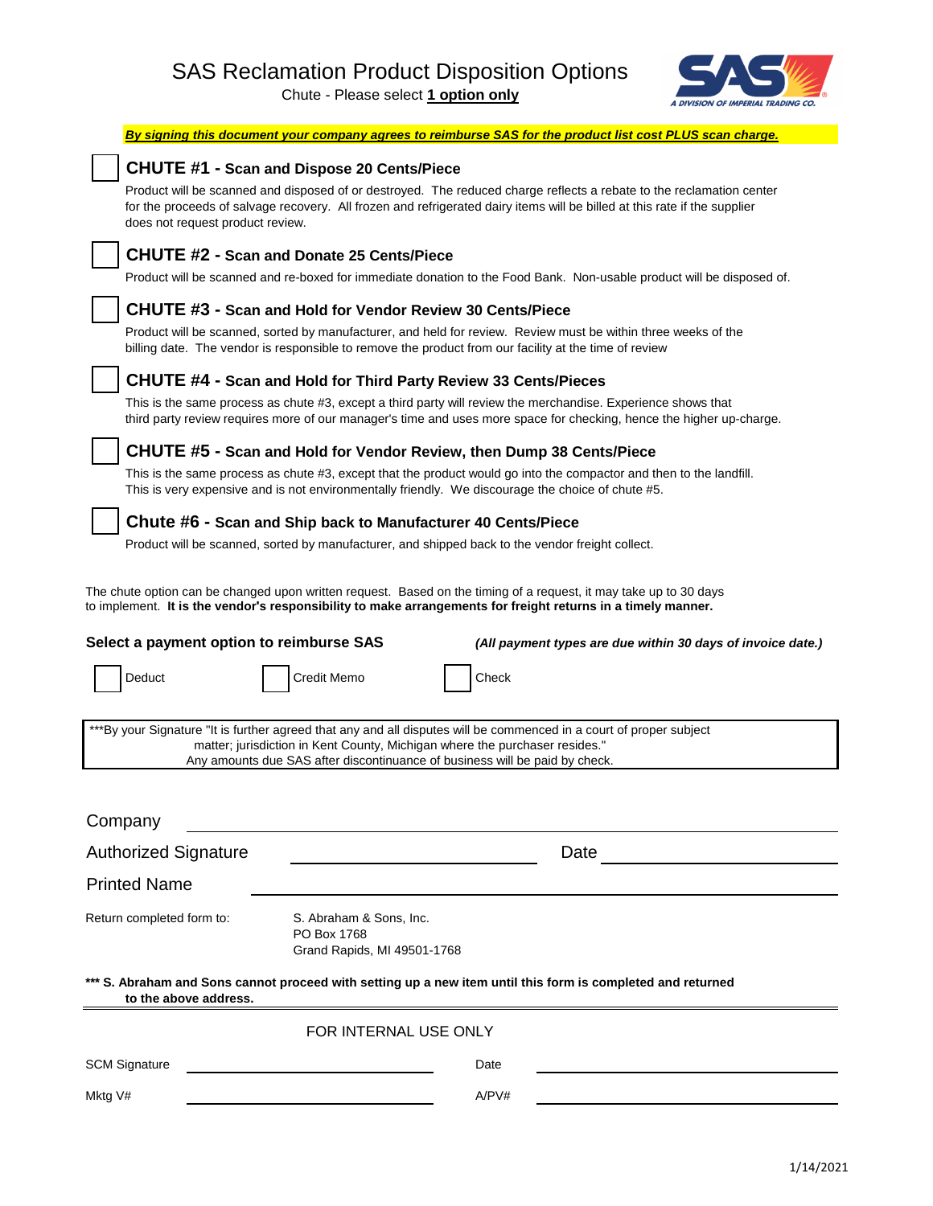# SAS Reclamation Product Disposition Options

Chute - Please select **1 option only**

***By signing this document your company agrees to reimburse SAS for the product list cost PLUS scan charge.***

☐ **CHUTE #1 - Scan and Dispose 20 Cents/Piece**

Product will be scanned and disposed of or destroyed. The reduced charge reflects a rebate to the reclamation center for the proceeds of salvage recovery. All frozen and refrigerated dairy items will be billed at this rate if the supplier does not request product review.

☐ **CHUTE #2 - Scan and Donate 25 Cents/Piece**

Product will be scanned and re-boxed for immediate donation to the Food Bank. Non-usable product will be disposed of.

☐ **CHUTE #3 - Scan and Hold for Vendor Review 30 Cents/Piece**

Product will be scanned, sorted by manufacturer, and held for review. Review must be within three weeks of the billing date. The vendor is responsible to remove the product from our facility at the time of review

☐ **CHUTE #4 - Scan and Hold for Third Party Review 33 Cents/Pieces**

This is the same process as chute #3, except a third party will review the merchandise. Experience shows that third party review requires more of our manager's time and uses more space for checking, hence the higher up-charge.

☐ **CHUTE #5 - Scan and Hold for Vendor Review, then Dump 38 Cents/Piece**

This is the same process as chute #3, except that the product would go into the compactor and then to the landfill. This is very expensive and is not environmentally friendly. We discourage the choice of chute #5.

☐ **Chute #6 - Scan and Ship back to Manufacturer 40 Cents/Piece**

Product will be scanned, sorted by manufacturer, and shipped back to the vendor freight collect.

The chute option can be changed upon written request. Based on the timing of a request, it may take up to 30 days to implement. **It is the vendor's responsibility to make arrangements for freight returns in a timely manner.**

**Select a payment option to reimburse SAS** ***(All payment types are due within 30 days of invoice date.)***

☐ Deduct ☐ Credit Memo ☐ Check

***By your Signature "It is further agreed that any and all disputes will be commenced in a court of proper subject matter; jurisdiction in Kent County, Michigan where the purchaser resides."
Any amounts due SAS after discontinuance of business will be paid by check.

Company ______________________________

Authorized Signature ______________________ Date ______________________

Printed Name ______________________________

Return completed form to:
S. Abraham & Sons, Inc.
PO Box 1768
Grand Rapids, MI 49501-1768

**\*\*\* S. Abraham and Sons cannot proceed with setting up a new item until this form is completed and returned to the above address.**

FOR INTERNAL USE ONLY

SCM Signature ______________________ Date ______________________

Mktg V# ______________________ A/PV# ______________________

1/14/2021